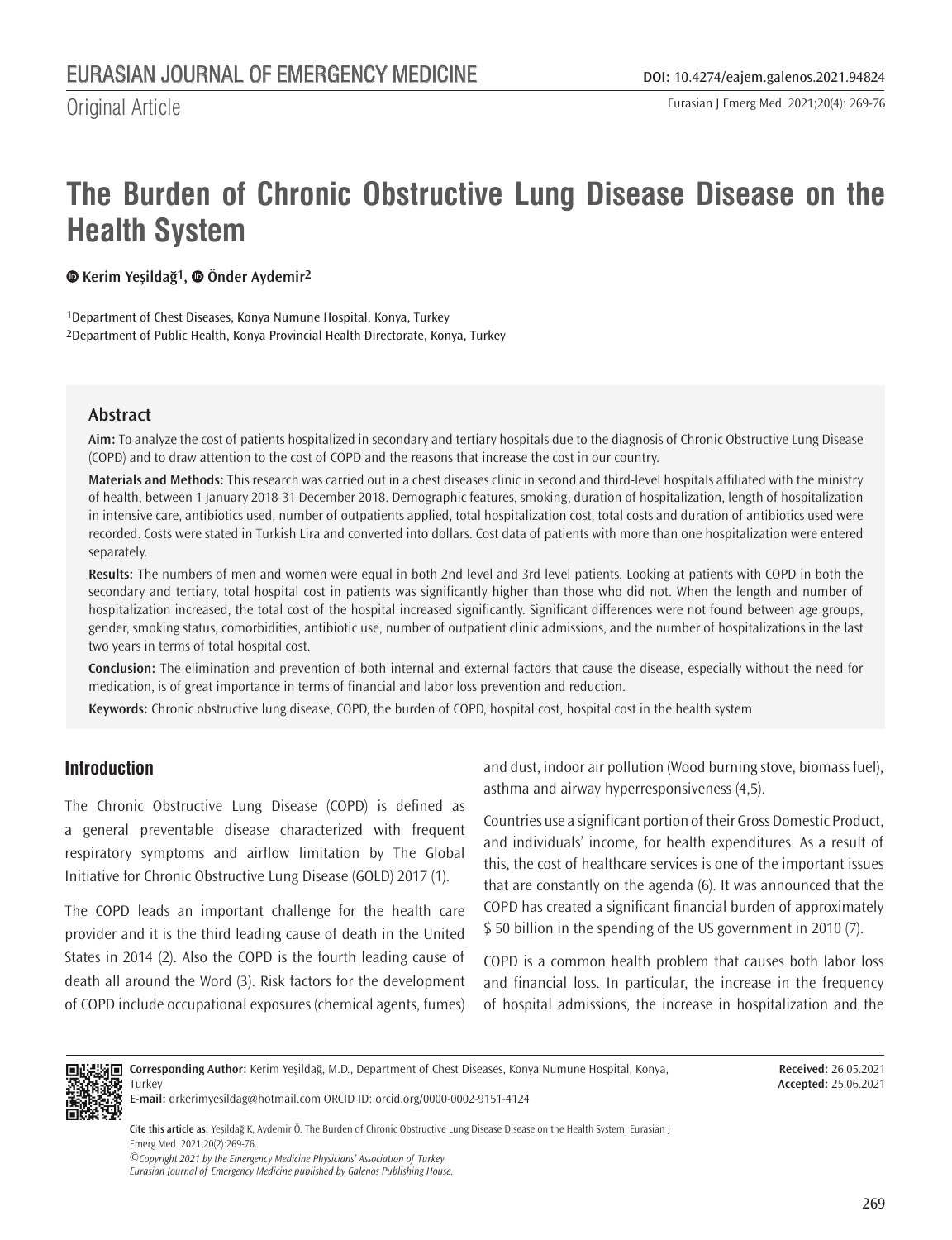Original Article

# The Burden of Chronic Obstructive Lung Disease Disease on the Health System

Kerim Yeşildağ[1], Önder Aydemir[2]

[1]Department of Chest Diseases, Konya Numune Hospital, Konya, Turkey
[2]Department of Public Health, Konya Provincial Health Directorate, Konya, Turkey

## Abstract

**Aim:** To analyze the cost of patients hospitalized in secondary and tertiary hospitals due to the diagnosis of Chronic Obstructive Lung Disease (COPD) and to draw attention to the cost of COPD and the reasons that increase the cost in our country.

**Materials and Methods:** This research was carried out in a chest diseases clinic in second and third-level hospitals affiliated with the ministry of health, between 1 January 2018-31 December 2018. Demographic features, smoking, duration of hospitalization, length of hospitalization in intensive care, antibiotics used, number of outpatients applied, total hospitalization cost, total costs and duration of antibiotics used were recorded. Costs were stated in Turkish Lira and converted into dollars. Cost data of patients with more than one hospitalization were entered separately.

**Results:** The numbers of men and women were equal in both 2nd level and 3rd level patients. Looking at patients with COPD in both the secondary and tertiary, total hospital cost in patients was significantly higher than those who did not. When the length and number of hospitalization increased, the total cost of the hospital increased significantly. Significant differences were not found between age groups, gender, smoking status, comorbidities, antibiotic use, number of outpatient clinic admissions, and the number of hospitalizations in the last two years in terms of total hospital cost.

**Conclusion:** The elimination and prevention of both internal and external factors that cause the disease, especially without the need for medication, is of great importance in terms of financial and labor loss prevention and reduction.

**Keywords:** Chronic obstructive lung disease, COPD, the burden of COPD, hospital cost, hospital cost in the health system

## Introduction

The Chronic Obstructive Lung Disease (COPD) is defined as a general preventable disease characterized with frequent respiratory symptoms and airflow limitation by The Global Initiative for Chronic Obstructive Lung Disease (GOLD) 2017 (1).

The COPD leads an important challenge for the health care provider and it is the third leading cause of death in the United States in 2014 (2). Also the COPD is the fourth leading cause of death all around the Word (3). Risk factors for the development of COPD include occupational exposures (chemical agents, fumes) and dust, indoor air pollution (Wood burning stove, biomass fuel), asthma and airway hyperresponsiveness (4,5).

Countries use a significant portion of their Gross Domestic Product, and individuals' income, for health expenditures. As a result of this, the cost of healthcare services is one of the important issues that are constantly on the agenda (6). It was announced that the COPD has created a significant financial burden of approximately $ 50 billion in the spending of the US government in 2010 (7).

COPD is a common health problem that causes both labor loss and financial loss. In particular, the increase in the frequency of hospital admissions, the increase in hospitalization and the

**Corresponding Author:** Kerim Yeşildağ, M.D., Department of Chest Diseases, Konya Numune Hospital, Konya, Turkey
**E-mail:** drkerimyesildag@hotmail.com ORCID ID: orcid.org/0000-0002-9151-4124

**Received:** 26.05.2021
**Accepted:** 25.06.2021

**Cite this article as:** Yeşildağ K, Aydemir Ö. The Burden of Chronic Obstructive Lung Disease Disease on the Health System. Eurasian J Emerg Med. 2021;20(2):269-76.

*©Copyright 2021 by the Emergency Medicine Physicians' Association of Turkey*
*Eurasian Journal of Emergency Medicine published by Galenos Publishing House.*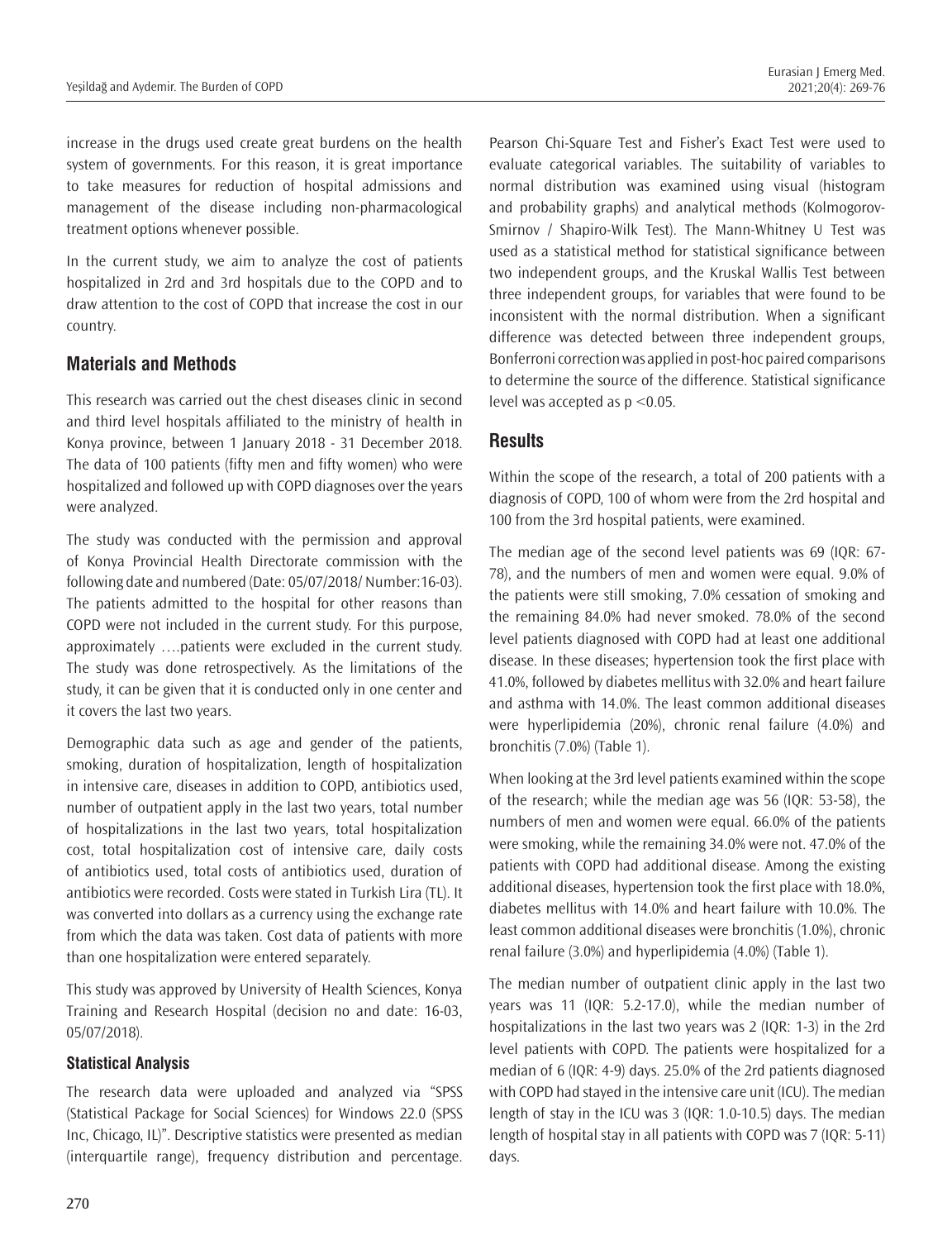increase in the drugs used create great burdens on the health system of governments. For this reason, it is great importance to take measures for reduction of hospital admissions and management of the disease including non-pharmacological treatment options whenever possible.

In the current study, we aim to analyze the cost of patients hospitalized in 2rd and 3rd hospitals due to the COPD and to draw attention to the cost of COPD that increase the cost in our country.

## Materials and Methods

This research was carried out the chest diseases clinic in second and third level hospitals affiliated to the ministry of health in Konya province, between 1 January 2018 - 31 December 2018. The data of 100 patients (fifty men and fifty women) who were hospitalized and followed up with COPD diagnoses over the years were analyzed.

The study was conducted with the permission and approval of Konya Provincial Health Directorate commission with the following date and numbered (Date: 05/07/2018/ Number:16-03). The patients admitted to the hospital for other reasons than COPD were not included in the current study. For this purpose, approximately ….patients were excluded in the current study. The study was done retrospectively. As the limitations of the study, it can be given that it is conducted only in one center and it covers the last two years.

Demographic data such as age and gender of the patients, smoking, duration of hospitalization, length of hospitalization in intensive care, diseases in addition to COPD, antibiotics used, number of outpatient apply in the last two years, total number of hospitalizations in the last two years, total hospitalization cost, total hospitalization cost of intensive care, daily costs of antibiotics used, total costs of antibiotics used, duration of antibiotics were recorded. Costs were stated in Turkish Lira (TL). It was converted into dollars as a currency using the exchange rate from which the data was taken. Cost data of patients with more than one hospitalization were entered separately.

This study was approved by University of Health Sciences, Konya Training and Research Hospital (decision no and date: 16-03, 05/07/2018).

### Statistical Analysis

The research data were uploaded and analyzed via "SPSS (Statistical Package for Social Sciences) for Windows 22.0 (SPSS Inc, Chicago, IL)". Descriptive statistics were presented as median (interquartile range), frequency distribution and percentage. Pearson Chi-Square Test and Fisher's Exact Test were used to evaluate categorical variables. The suitability of variables to normal distribution was examined using visual (histogram and probability graphs) and analytical methods (Kolmogorov-Smirnov / Shapiro-Wilk Test). The Mann-Whitney U Test was used as a statistical method for statistical significance between two independent groups, and the Kruskal Wallis Test between three independent groups, for variables that were found to be inconsistent with the normal distribution. When a significant difference was detected between three independent groups, Bonferroni correction was applied in post-hoc paired comparisons to determine the source of the difference. Statistical significance level was accepted as $p < 0.05$.

## Results

Within the scope of the research, a total of 200 patients with a diagnosis of COPD, 100 of whom were from the 2rd hospital and 100 from the 3rd hospital patients, were examined.

The median age of the second level patients was 69 (IQR: 67-78), and the numbers of men and women were equal. 9.0% of the patients were still smoking, 7.0% cessation of smoking and the remaining 84.0% had never smoked. 78.0% of the second level patients diagnosed with COPD had at least one additional disease. In these diseases; hypertension took the first place with 41.0%, followed by diabetes mellitus with 32.0% and heart failure and asthma with 14.0%. The least common additional diseases were hyperlipidemia (20%), chronic renal failure (4.0%) and bronchitis (7.0%) (Table 1).

When looking at the 3rd level patients examined within the scope of the research; while the median age was 56 (IQR: 53-58), the numbers of men and women were equal. 66.0% of the patients were smoking, while the remaining 34.0% were not. 47.0% of the patients with COPD had additional disease. Among the existing additional diseases, hypertension took the first place with 18.0%, diabetes mellitus with 14.0% and heart failure with 10.0%. The least common additional diseases were bronchitis (1.0%), chronic renal failure (3.0%) and hyperlipidemia (4.0%) (Table 1).

The median number of outpatient clinic apply in the last two years was 11 (IQR: 5.2-17.0), while the median number of hospitalizations in the last two years was 2 (IQR: 1-3) in the 2rd level patients with COPD. The patients were hospitalized for a median of 6 (IQR: 4-9) days. 25.0% of the 2rd patients diagnosed with COPD had stayed in the intensive care unit (ICU). The median length of stay in the ICU was 3 (IQR: 1.0-10.5) days. The median length of hospital stay in all patients with COPD was 7 (IQR: 5-11) days.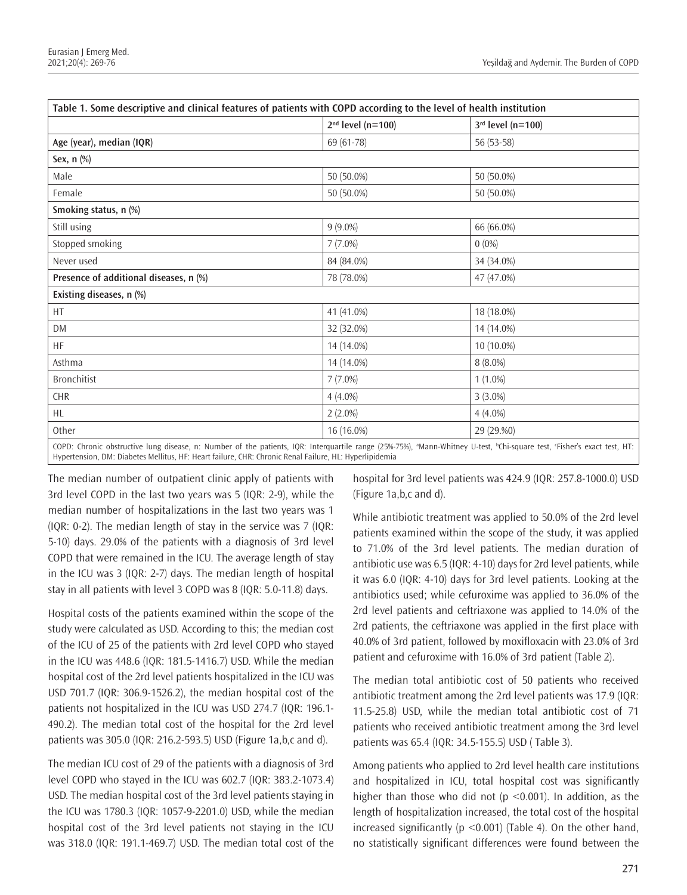| Table 1. Some descriptive and clinical features of patients with COPD according to the level of health institution | | |
|---|---|---|
| | 2nd level (n=100) | 3rd level (n=100) |
| **Age (year), median (IQR)** | 69 (61-78) | 56 (53-58) |
| **Sex, n (%)** | | |
| Male | 50 (50.0%) | 50 (50.0%) |
| Female | 50 (50.0%) | 50 (50.0%) |
| **Smoking status, n (%)** | | |
| Still using | 9 (9.0%) | 66 (66.0%) |
| Stopped smoking | 7 (7.0%) | 0 (0%) |
| Never used | 84 (84.0%) | 34 (34.0%) |
| **Presence of additional diseases, n (%)** | 78 (78.0%) | 47 (47.0%) |
| **Existing diseases, n (%)** | | |
| HT | 41 (41.0%) | 18 (18.0%) |
| DM | 32 (32.0%) | 14 (14.0%) |
| HF | 14 (14.0%) | 10 (10.0%) |
| Asthma | 14 (14.0%) | 8 (8.0%) |
| Bronchitist | 7 (7.0%) | 1 (1.0%) |
| CHR | 4 (4.0%) | 3 (3.0%) |
| HL | 2 (2.0%) | 4 (4.0%) |
| Other | 16 (16.0%) | 29 (29.%0) |

COPD: Chronic obstructive lung disease, n: Number of the patients, IQR: Interquartile range (25%-75%), [a]Mann-Whitney U-test, [b]Chi-square test, [c]Fisher's exact test, HT: Hypertension, DM: Diabetes Mellitus, HF: Heart failure, CHR: Chronic Renal Failure, HL: Hyperlipidemia

The median number of outpatient clinic apply of patients with 3rd level COPD in the last two years was 5 (IQR: 2-9), while the median number of hospitalizations in the last two years was 1 (IQR: 0-2). The median length of stay in the service was 7 (IQR: 5-10) days. 29.0% of the patients with a diagnosis of 3rd level COPD that were remained in the ICU. The average length of stay in the ICU was 3 (IQR: 2-7) days. The median length of hospital stay in all patients with level 3 COPD was 8 (IQR: 5.0-11.8) days.

Hospital costs of the patients examined within the scope of the study were calculated as USD. According to this; the median cost of the ICU of 25 of the patients with 2rd level COPD who stayed in the ICU was 448.6 (IQR: 181.5-1416.7) USD. While the median hospital cost of the 2rd level patients hospitalized in the ICU was USD 701.7 (IQR: 306.9-1526.2), the median hospital cost of the patients not hospitalized in the ICU was USD 274.7 (IQR: 196.1-490.2). The median total cost of the hospital for the 2rd level patients was 305.0 (IQR: 216.2-593.5) USD (Figure 1a,b,c and d).

The median ICU cost of 29 of the patients with a diagnosis of 3rd level COPD who stayed in the ICU was 602.7 (IQR: 383.2-1073.4) USD. The median hospital cost of the 3rd level patients staying in the ICU was 1780.3 (IQR: 1057-9-2201.0) USD, while the median hospital cost of the 3rd level patients not staying in the ICU was 318.0 (IQR: 191.1-469.7) USD. The median total cost of the hospital for 3rd level patients was 424.9 (IQR: 257.8-1000.0) USD (Figure 1a,b,c and d).

While antibiotic treatment was applied to 50.0% of the 2rd level patients examined within the scope of the study, it was applied to 71.0% of the 3rd level patients. The median duration of antibiotic use was 6.5 (IQR: 4-10) days for 2rd level patients, while it was 6.0 (IQR: 4-10) days for 3rd level patients. Looking at the antibiotics used; while cefuroxime was applied to 36.0% of the 2rd level patients and ceftriaxone was applied to 14.0% of the 2rd patients, the ceftriaxone was applied in the first place with 40.0% of 3rd patient, followed by moxifloxacin with 23.0% of 3rd patient and cefuroxime with 16.0% of 3rd patient (Table 2).

The median total antibiotic cost of 50 patients who received antibiotic treatment among the 2rd level patients was 17.9 (IQR: 11.5-25.8) USD, while the median total antibiotic cost of 71 patients who received antibiotic treatment among the 3rd level patients was 65.4 (IQR: 34.5-155.5) USD ( Table 3).

Among patients who applied to 2rd level health care institutions and hospitalized in ICU, total hospital cost was significantly higher than those who did not ($p < 0.001$). In addition, as the length of hospitalization increased, the total cost of the hospital increased significantly ($p < 0.001$) (Table 4). On the other hand, no statistically significant differences were found between the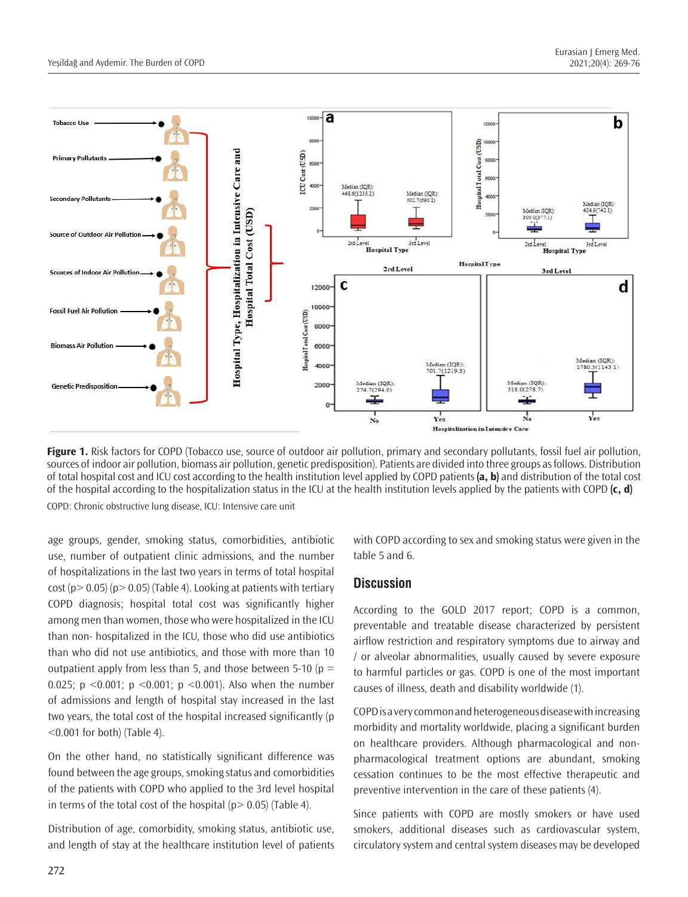**Figure 1.** Risk factors for COPD (Tobacco use, source of outdoor air pollution, primary and secondary pollutants, fossil fuel air pollution, sources of indoor air pollution, biomass air pollution, genetic predisposition). Patients are divided into three groups as follows. Distribution of total hospital cost and ICU cost according to the health institution level applied by COPD patients **(a, b)** and distribution of the total cost of the hospital according to the hospitalization status in the ICU at the health institution levels applied by the patients with COPD **(c, d)**

COPD: Chronic obstructive lung disease, ICU: Intensive care unit

age groups, gender, smoking status, comorbidities, antibiotic use, number of outpatient clinic admissions, and the number of hospitalizations in the last two years in terms of total hospital cost (p> 0.05) (p> 0.05) (Table 4). Looking at patients with tertiary COPD diagnosis; hospital total cost was significantly higher among men than women, those who were hospitalized in the ICU than non- hospitalized in the ICU, those who did use antibiotics than who did not use antibiotics, and those with more than 10 outpatient apply from less than 5, and those between 5-10 (p = 0.025; p <0.001; p <0.001; p <0.001). Also when the number of admissions and length of hospital stay increased in the last two years, the total cost of the hospital increased significantly (p <0.001 for both) (Table 4).

On the other hand, no statistically significant difference was found between the age groups, smoking status and comorbidities of the patients with COPD who applied to the 3rd level hospital in terms of the total cost of the hospital (p> 0.05) (Table 4).

Distribution of age, comorbidity, smoking status, antibiotic use, and length of stay at the healthcare institution level of patients with COPD according to sex and smoking status were given in the table 5 and 6.

## Discussion

According to the GOLD 2017 report; COPD is a common, preventable and treatable disease characterized by persistent airflow restriction and respiratory symptoms due to airway and / or alveolar abnormalities, usually caused by severe exposure to harmful particles or gas. COPD is one of the most important causes of illness, death and disability worldwide (1).

COPD is a very common and heterogeneous disease with increasing morbidity and mortality worldwide, placing a significant burden on healthcare providers. Although pharmacological and non-pharmacological treatment options are abundant, smoking cessation continues to be the most effective therapeutic and preventive intervention in the care of these patients (4).

Since patients with COPD are mostly smokers or have used smokers, additional diseases such as cardiovascular system, circulatory system and central system diseases may be developed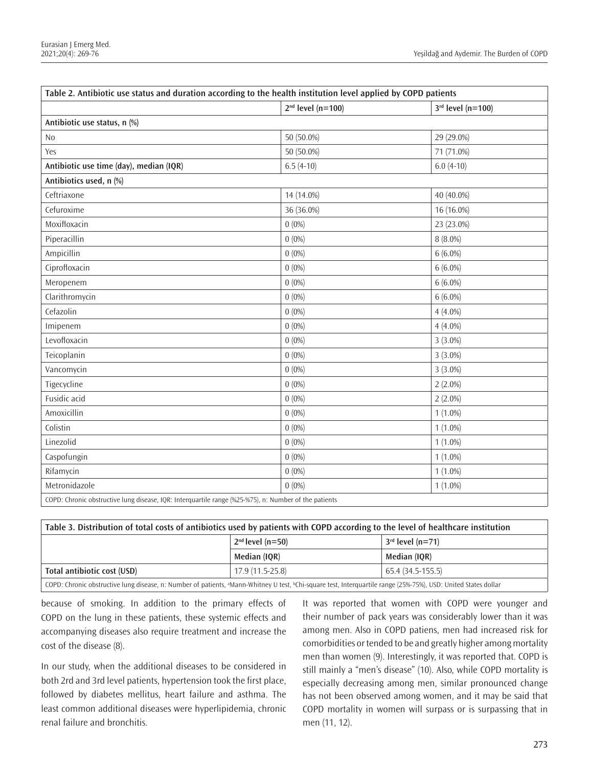**Table 2. Antibiotic use status and duration according to the health institution level applied by COPD patients**

| | 2nd level (n=100) | 3rd level (n=100) |
|---|---|---|
| **Antibiotic use status, n (%)** | | |
| No | 50 (50.0%) | 29 (29.0%) |
| Yes | 50 (50.0%) | 71 (71.0%) |
| **Antibiotic use time (day), median (IQR)** | 6.5 (4-10) | 6.0 (4-10) |
| **Antibiotics used, n (%)** | | |
| Ceftriaxone | 14 (14.0%) | 40 (40.0%) |
| Cefuroxime | 36 (36.0%) | 16 (16.0%) |
| Moxifloxacin | 0 (0%) | 23 (23.0%) |
| Piperacillin | 0 (0%) | 8 (8.0%) |
| Ampicillin | 0 (0%) | 6 (6.0%) |
| Ciprofloxacin | 0 (0%) | 6 (6.0%) |
| Meropenem | 0 (0%) | 6 (6.0%) |
| Clarithromycin | 0 (0%) | 6 (6.0%) |
| Cefazolin | 0 (0%) | 4 (4.0%) |
| Imipenem | 0 (0%) | 4 (4.0%) |
| Levofloxacin | 0 (0%) | 3 (3.0%) |
| Teicoplanin | 0 (0%) | 3 (3.0%) |
| Vancomycin | 0 (0%) | 3 (3.0%) |
| Tigecycline | 0 (0%) | 2 (2.0%) |
| Fusidic acid | 0 (0%) | 2 (2.0%) |
| Amoxicillin | 0 (0%) | 1 (1.0%) |
| Colistin | 0 (0%) | 1 (1.0%) |
| Linezolid | 0 (0%) | 1 (1.0%) |
| Caspofungin | 0 (0%) | 1 (1.0%) |
| Rifamycin | 0 (0%) | 1 (1.0%) |
| Metronidazole | 0 (0%) | 1 (1.0%) |

COPD: Chronic obstructive lung disease, IQR: Interquartile range (%25-%75), n: Number of the patients

**Table 3. Distribution of total costs of antibiotics used by patients with COPD according to the level of healthcare institution**

| | 2nd level (n=50) | 3rd level (n=71) |
|---|---|---|
| | **Median (IQR)** | **Median (IQR)** |
| **Total antibiotic cost (USD)** | 17.9 (11.5-25.8) | 65.4 (34.5-155.5) |

COPD: Chronic obstructive lung disease, n: Number of patients, [a]Mann-Whitney U test, [b]Chi-square test, Interquartile range (25%-75%), USD: United States dollar

because of smoking. In addition to the primary effects of COPD on the lung in these patients, these systemic effects and accompanying diseases also require treatment and increase the cost of the disease (8).

In our study, when the additional diseases to be considered in both 2rd and 3rd level patients, hypertension took the first place, followed by diabetes mellitus, heart failure and asthma. The least common additional diseases were hyperlipidemia, chronic renal failure and bronchitis.

It was reported that women with COPD were younger and their number of pack years was considerably lower than it was among men. Also in COPD patiens, men had increased risk for comorbidities or tended to be and greatly higher among mortality men than women (9). Interestingly, it was reported that. COPD is still mainly a "men's disease" (10). Also, while COPD mortality is especially decreasing among men, similar pronounced change has not been observed among women, and it may be said that COPD mortality in women will surpass or is surpassing that in men (11, 12).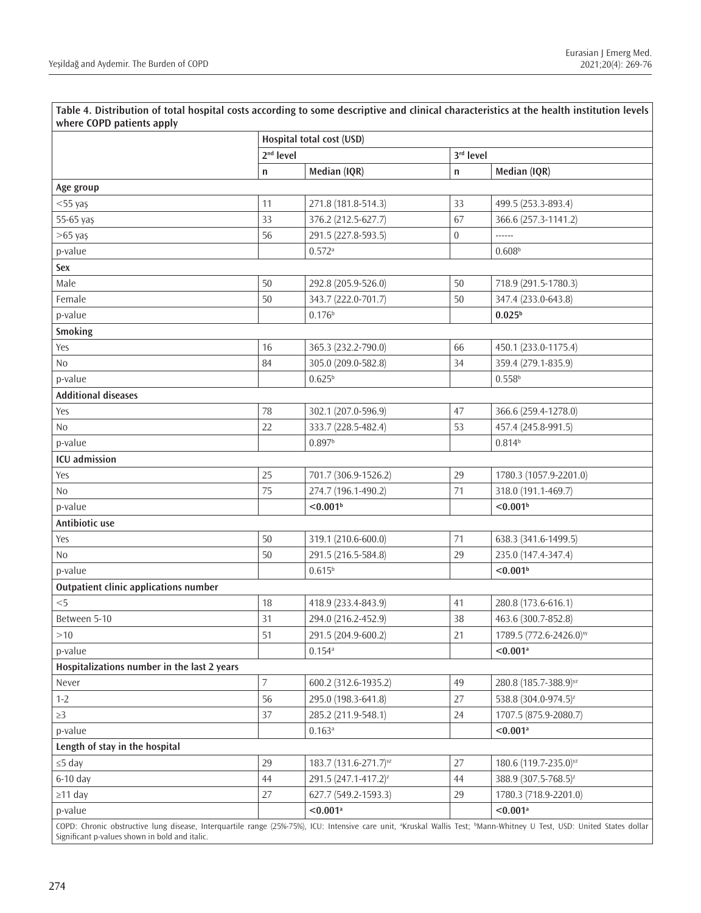**Table 4. Distribution of total hospital costs according to some descriptive and clinical characteristics at the health institution levels where COPD patients apply**

| | Hospital total cost (USD) | | | |
|---|---|---|---|---|
| | 2nd level | | 3rd level | |
| | n | Median (IQR) | n | Median (IQR) |
| **Age group** | | | | |
| <55 yaş | 11 | 271.8 (181.8-514.3) | 33 | 499.5 (253.3-893.4) |
| 55-65 yaş | 33 | 376.2 (212.5-627.7) | 67 | 366.6 (257.3-1141.2) |
| >65 yaş | 56 | 291.5 (227.8-593.5) | 0 | ------ |
| p-value | | 0.572[a] | | 0.608[b] |
| **Sex** | | | | |
| Male | 50 | 292.8 (205.9-526.0) | 50 | 718.9 (291.5-1780.3) |
| Female | 50 | 343.7 (222.0-701.7) | 50 | 347.4 (233.0-643.8) |
| p-value | | 0.176[b] | | **0.025[b]** |
| **Smoking** | | | | |
| Yes | 16 | 365.3 (232.2-790.0) | 66 | 450.1 (233.0-1175.4) |
| No | 84 | 305.0 (209.0-582.8) | 34 | 359.4 (279.1-835.9) |
| p-value | | 0.625[b] | | 0.558[b] |
| **Additional diseases** | | | | |
| Yes | 78 | 302.1 (207.0-596.9) | 47 | 366.6 (259.4-1278.0) |
| No | 22 | 333.7 (228.5-482.4) | 53 | 457.4 (245.8-991.5) |
| p-value | | 0.897[b] | | 0.814[b] |
| **ICU admission** | | | | |
| Yes | 25 | 701.7 (306.9-1526.2) | 29 | 1780.3 (1057.9-2201.0) |
| No | 75 | 274.7 (196.1-490.2) | 71 | 318.0 (191.1-469.7) |
| p-value | | **<0.001[b]** | | **<0.001[b]** |
| **Antibiotic use** | | | | |
| Yes | 50 | 319.1 (210.6-600.0) | 71 | 638.3 (341.6-1499.5) |
| No | 50 | 291.5 (216.5-584.8) | 29 | 235.0 (147.4-347.4) |
| p-value | | 0.615[b] | | **<0.001[b]** |
| **Outpatient clinic applications number** | | | | |
| <5 | 18 | 418.9 (233.4-843.9) | 41 | 280.8 (173.6-616.1) |
| Between 5-10 | 31 | 294.0 (216.2-452.9) | 38 | 463.6 (300.7-852.8) |
| >10 | 51 | 291.5 (204.9-600.2) | 21 | 1789.5 (772.6-2426.0)[xy] |
| p-value | | 0.154[a] | | **<0.001[a]** |
| **Hospitalizations number in the last 2 years** | | | | |
| Never | 7 | 600.2 (312.6-1935.2) | 49 | 280.8 (185.7-388.9)[yz] |
| 1-2 | 56 | 295.0 (198.3-641.8) | 27 | 538.8 (304.0-974.5)[z] |
| ≥3 | 37 | 285.2 (211.9-548.1) | 24 | 1707.5 (875.9-2080.7) |
| p-value | | 0.163[a] | | **<0.001[a]** |
| **Length of stay in the hospital** | | | | |
| ≤5 day | 29 | 183.7 (131.6-271.7)[yz] | 27 | 180.6 (119.7-235.0)[yz] |
| 6-10 day | 44 | 291.5 (247.1-417.2)[z] | 44 | 388.9 (307.5-768.5)[z] |
| ≥11 day | 27 | 627.7 (549.2-1593.3) | 29 | 1780.3 (718.9-2201.0) |
| p-value | | **<0.001[a]** | | **<0.001[a]** |

COPD: Chronic obstructive lung disease, Interquartile range (25%-75%), ICU: Intensive care unit, [a]Kruskal Wallis Test; [b]Mann-Whitney U Test, USD: United States dollar
Significant p-values shown in bold and italic.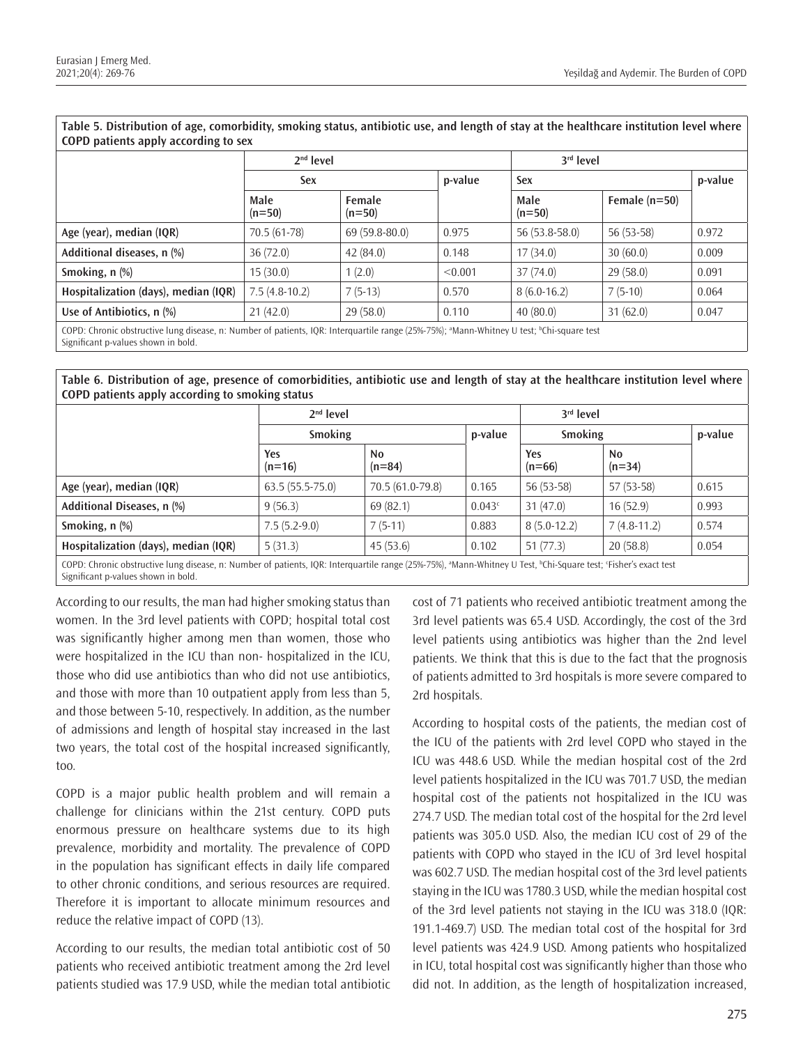**Table 5. Distribution of age, comorbidity, smoking status, antibiotic use, and length of stay at the healthcare institution level where COPD patients apply according to sex**

| | 2nd level | | | 3rd level | | |
|---|---|---|---|---|---|---|
| | Sex | | p-value | Sex | | p-value |
| | Male (n=50) | Female (n=50) | | Male (n=50) | Female (n=50) | |
| Age (year), median (IQR) | 70.5 (61-78) | 69 (59.8-80.0) | 0.975 | 56 (53.8-58.0) | 56 (53-58) | 0.972 |
| Additional diseases, n (%) | 36 (72.0) | 42 (84.0) | 0.148 | 17 (34.0) | 30 (60.0) | 0.009 |
| Smoking, n (%) | 15 (30.0) | 1 (2.0) | <0.001 | 37 (74.0) | 29 (58.0) | 0.091 |
| Hospitalization (days), median (IQR) | 7.5 (4.8-10.2) | 7 (5-13) | 0.570 | 8 (6.0-16.2) | 7 (5-10) | 0.064 |
| Use of Antibiotics, n (%) | 21 (42.0) | 29 (58.0) | 0.110 | 40 (80.0) | 31 (62.0) | 0.047 |

COPD: Chronic obstructive lung disease, n: Number of patients, IQR: Interquartile range (25%-75%); [a]Mann-Whitney U test; [b]Chi-square test
Significant p-values shown in bold.

**Table 6. Distribution of age, presence of comorbidities, antibiotic use and length of stay at the healthcare institution level where COPD patients apply according to smoking status**

| | 2nd level | | | 3rd level | | |
|---|---|---|---|---|---|---|
| | Smoking | | p-value | Smoking | | p-value |
| | Yes (n=16) | No (n=84) | | Yes (n=66) | No (n=34) | |
| Age (year), median (IQR) | 63.5 (55.5-75.0) | 70.5 (61.0-79.8) | 0.165 | 56 (53-58) | 57 (53-58) | 0.615 |
| Additional Diseases, n (%) | 9 (56.3) | 69 (82.1) | 0.043[c] | 31 (47.0) | 16 (52.9) | 0.993 |
| Smoking, n (%) | 7.5 (5.2-9.0) | 7 (5-11) | 0.883 | 8 (5.0-12.2) | 7 (4.8-11.2) | 0.574 |
| Hospitalization (days), median (IQR) | 5 (31.3) | 45 (53.6) | 0.102 | 51 (77.3) | 20 (58.8) | 0.054 |

COPD: Chronic obstructive lung disease, n: Number of patients, IQR: Interquartile range (25%-75%), [a]Mann-Whitney U Test, [b]Chi-Square test; [c]Fisher's exact test
Significant p-values shown in bold.

According to our results, the man had higher smoking status than women. In the 3rd level patients with COPD; hospital total cost was significantly higher among men than women, those who were hospitalized in the ICU than non- hospitalized in the ICU, those who did use antibiotics than who did not use antibiotics, and those with more than 10 outpatient apply from less than 5, and those between 5-10, respectively. In addition, as the number of admissions and length of hospital stay increased in the last two years, the total cost of the hospital increased significantly, too.

COPD is a major public health problem and will remain a challenge for clinicians within the 21st century. COPD puts enormous pressure on healthcare systems due to its high prevalence, morbidity and mortality. The prevalence of COPD in the population has significant effects in daily life compared to other chronic conditions, and serious resources are required. Therefore it is important to allocate minimum resources and reduce the relative impact of COPD (13).

According to our results, the median total antibiotic cost of 50 patients who received antibiotic treatment among the 2rd level patients studied was 17.9 USD, while the median total antibiotic cost of 71 patients who received antibiotic treatment among the 3rd level patients was 65.4 USD. Accordingly, the cost of the 3rd level patients using antibiotics was higher than the 2nd level patients. We think that this is due to the fact that the prognosis of patients admitted to 3rd hospitals is more severe compared to 2rd hospitals.

According to hospital costs of the patients, the median cost of the ICU of the patients with 2rd level COPD who stayed in the ICU was 448.6 USD. While the median hospital cost of the 2rd level patients hospitalized in the ICU was 701.7 USD, the median hospital cost of the patients not hospitalized in the ICU was 274.7 USD. The median total cost of the hospital for the 2rd level patients was 305.0 USD. Also, the median ICU cost of 29 of the patients with COPD who stayed in the ICU of 3rd level hospital was 602.7 USD. The median hospital cost of the 3rd level patients staying in the ICU was 1780.3 USD, while the median hospital cost of the 3rd level patients not staying in the ICU was 318.0 (IQR: 191.1-469.7) USD. The median total cost of the hospital for 3rd level patients was 424.9 USD. Among patients who hospitalized in ICU, total hospital cost was significantly higher than those who did not. In addition, as the length of hospitalization increased,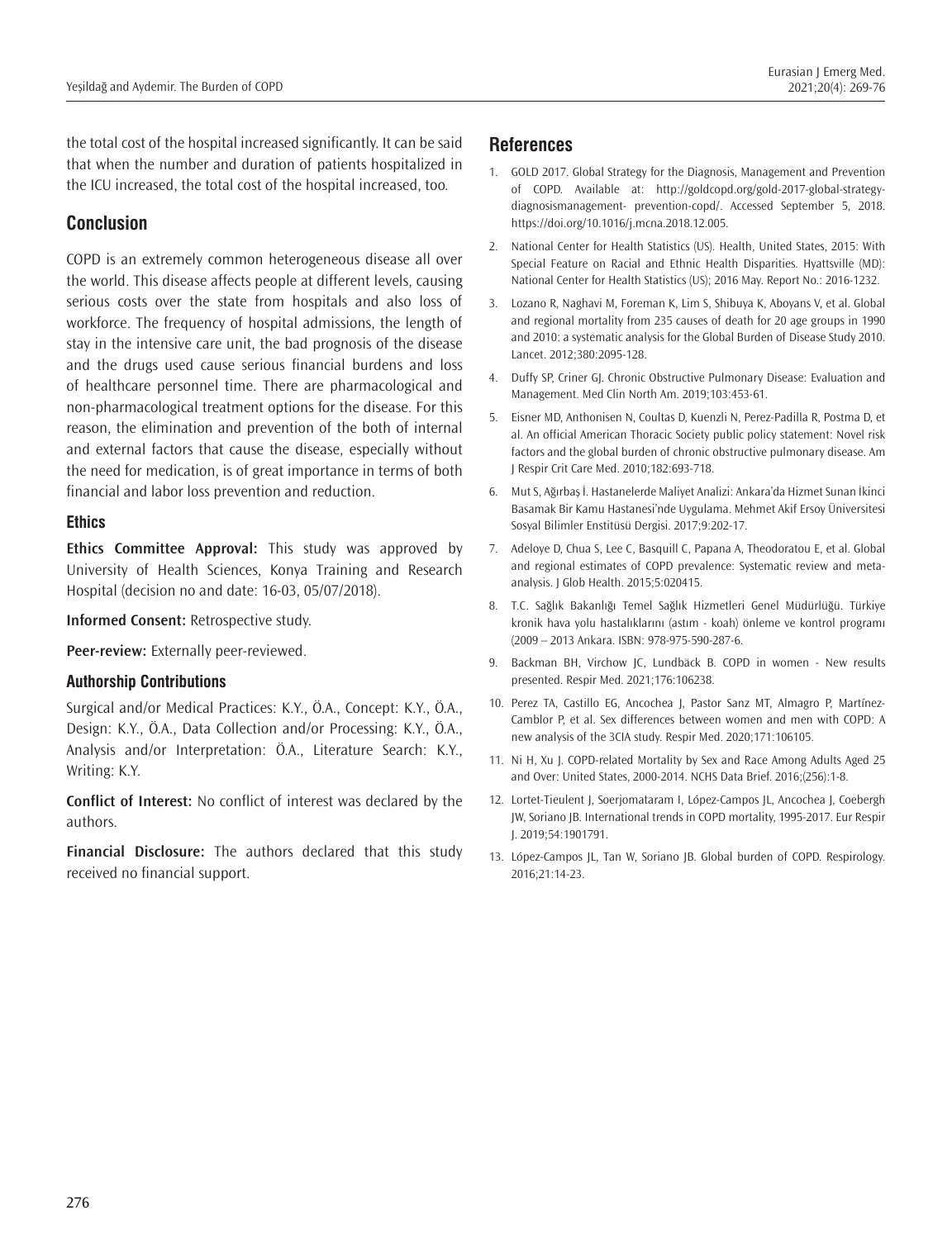the total cost of the hospital increased significantly. It can be said that when the number and duration of patients hospitalized in the ICU increased, the total cost of the hospital increased, too.

## Conclusion

COPD is an extremely common heterogeneous disease all over the world. This disease affects people at different levels, causing serious costs over the state from hospitals and also loss of workforce. The frequency of hospital admissions, the length of stay in the intensive care unit, the bad prognosis of the disease and the drugs used cause serious financial burdens and loss of healthcare personnel time. There are pharmacological and non-pharmacological treatment options for the disease. For this reason, the elimination and prevention of the both of internal and external factors that cause the disease, especially without the need for medication, is of great importance in terms of both financial and labor loss prevention and reduction.

### Ethics

**Ethics Committee Approval:** This study was approved by University of Health Sciences, Konya Training and Research Hospital (decision no and date: 16-03, 05/07/2018).

**Informed Consent:** Retrospective study.

**Peer-review:** Externally peer-reviewed.

### Authorship Contributions

Surgical and/or Medical Practices: K.Y., Ö.A., Concept: K.Y., Ö.A., Design: K.Y., Ö.A., Data Collection and/or Processing: K.Y., Ö.A., Analysis and/or Interpretation: Ö.A., Literature Search: K.Y., Writing: K.Y.

**Conflict of Interest:** No conflict of interest was declared by the authors.

**Financial Disclosure:** The authors declared that this study received no financial support.

## References

1. GOLD 2017. Global Strategy for the Diagnosis, Management and Prevention of COPD. Available at: http://goldcopd.org/gold-2017-global-strategy-diagnosismanagement- prevention-copd/. Accessed September 5, 2018. https://doi.org/10.1016/j.mcna.2018.12.005.
2. National Center for Health Statistics (US). Health, United States, 2015: With Special Feature on Racial and Ethnic Health Disparities. Hyattsville (MD): National Center for Health Statistics (US); 2016 May. Report No.: 2016-1232.
3. Lozano R, Naghavi M, Foreman K, Lim S, Shibuya K, Aboyans V, et al. Global and regional mortality from 235 causes of death for 20 age groups in 1990 and 2010: a systematic analysis for the Global Burden of Disease Study 2010. Lancet. 2012;380:2095-128.
4. Duffy SP, Criner GJ. Chronic Obstructive Pulmonary Disease: Evaluation and Management. Med Clin North Am. 2019;103:453-61.
5. Eisner MD, Anthonisen N, Coultas D, Kuenzli N, Perez-Padilla R, Postma D, et al. An official American Thoracic Society public policy statement: Novel risk factors and the global burden of chronic obstructive pulmonary disease. Am J Respir Crit Care Med. 2010;182:693-718.
6. Mut S, Ağırbaş İ. Hastanelerde Maliyet Analizi: Ankara'da Hizmet Sunan İkinci Basamak Bir Kamu Hastanesi'nde Uygulama. Mehmet Akif Ersoy Üniversitesi Sosyal Bilimler Enstitüsü Dergisi. 2017;9:202-17.
7. Adeloye D, Chua S, Lee C, Basquill C, Papana A, Theodoratou E, et al. Global and regional estimates of COPD prevalence: Systematic review and meta-analysis. J Glob Health. 2015;5:020415.
8. T.C. Sağlık Bakanlığı Temel Sağlık Hizmetleri Genel Müdürlüğü. Türkiye kronik hava yolu hastalıklarını (astım - koah) önleme ve kontrol programı (2009 – 2013 Ankara. ISBN: 978-975-590-287-6.
9. Backman BH, Virchow JC, Lundbäck B. COPD in women - New results presented. Respir Med. 2021;176:106238.
10. Perez TA, Castillo EG, Ancochea J, Pastor Sanz MT, Almagro P, Martínez-Camblor P, et al. Sex differences between women and men with COPD: A new analysis of the 3CIA study. Respir Med. 2020;171:106105.
11. Ni H, Xu J. COPD-related Mortality by Sex and Race Among Adults Aged 25 and Over: United States, 2000-2014. NCHS Data Brief. 2016;(256):1-8.
12. Lortet-Tieulent J, Soerjomataram I, López-Campos JL, Ancochea J, Coebergh JW, Soriano JB. International trends in COPD mortality, 1995-2017. Eur Respir J. 2019;54:1901791.
13. López-Campos JL, Tan W, Soriano JB. Global burden of COPD. Respirology. 2016;21:14-23.